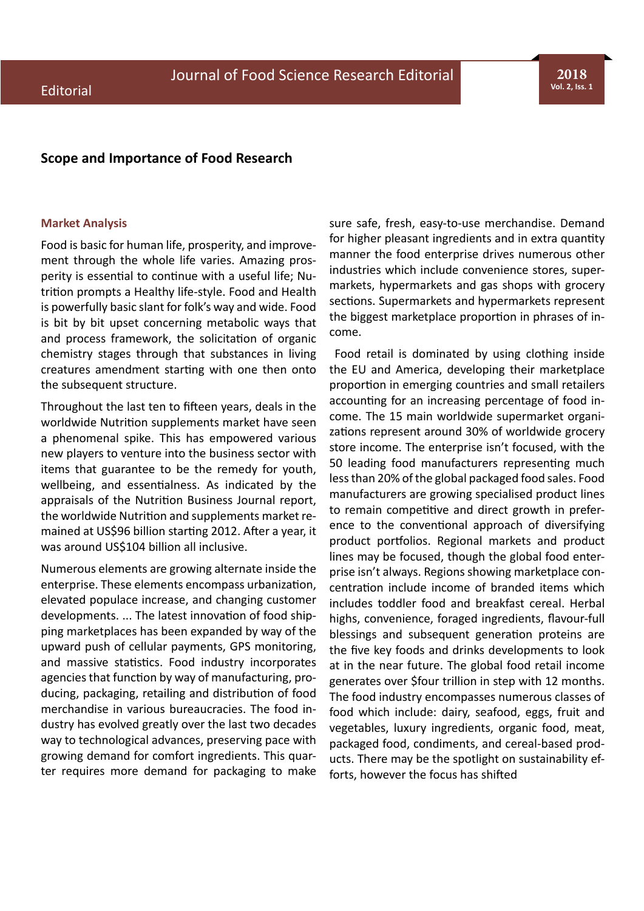# Scope and Importance of Food Research

## Market Analysis

Food is basic for human life, prosperity, and improvement through the whole life varies. Amazing prosperity is essential to continue with a useful life; Nutrition prompts a Healthy life-style. Food and Health is powerfully basic slant for folk's way and wide. Food is bit by bit upset concerning metabolic ways that and process framework, the solicitation of organic chemistry stages through that substances in living creatures amendment starting with one then onto the subsequent structure.

Throughout the last ten to fifteen years, deals in the worldwide Nutrition supplements market have seen a phenomenal spike. This has empowered various new players to venture into the business sector with items that guarantee to be the remedy for youth, wellbeing, and essentialness. As indicated by the appraisals of the Nutrition Business Journal report, the worldwide Nutrition and supplements market remained at US$96 billion starting 2012. After a year, it was around US$104 billion all inclusive.

Numerous elements are growing alternate inside the enterprise. These elements encompass urbanization, elevated populace increase, and changing customer developments. ... The latest innovation of food shipping marketplaces has been expanded by way of the upward push of cellular payments, GPS monitoring, and massive statistics. Food industry incorporates agencies that function by way of manufacturing, producing, packaging, retailing and distribution of food merchandise in various bureaucracies. The food industry has evolved greatly over the last two decades way to technological advances, preserving pace with growing demand for comfort ingredients. This quarter requires more demand for packaging to make sure safe, fresh, easy-to-use merchandise. Demand for higher pleasant ingredients and in extra quantity manner the food enterprise drives numerous other industries which include convenience stores, supermarkets, hypermarkets and gas shops with grocery sections. Supermarkets and hypermarkets represent the biggest marketplace proportion in phrases of income.

Food retail is dominated by using clothing inside the EU and America, developing their marketplace proportion in emerging countries and small retailers accounting for an increasing percentage of food income. The 15 main worldwide supermarket organizations represent around 30% of worldwide grocery store income. The enterprise isn't focused, with the 50 leading food manufacturers representing much less than 20% of the global packaged food sales. Food manufacturers are growing specialised product lines to remain competitive and direct growth in preference to the conventional approach of diversifying product portfolios. Regional markets and product lines may be focused, though the global food enterprise isn't always. Regions showing marketplace concentration include income of branded items which includes toddler food and breakfast cereal. Herbal highs, convenience, foraged ingredients, flavour-full blessings and subsequent generation proteins are the five key foods and drinks developments to look at in the near future. The global food retail income generates over $four trillion in step with 12 months. The food industry encompasses numerous classes of food which include: dairy, seafood, eggs, fruit and vegetables, luxury ingredients, organic food, meat, packaged food, condiments, and cereal-based products. There may be the spotlight on sustainability efforts, however the focus has shifted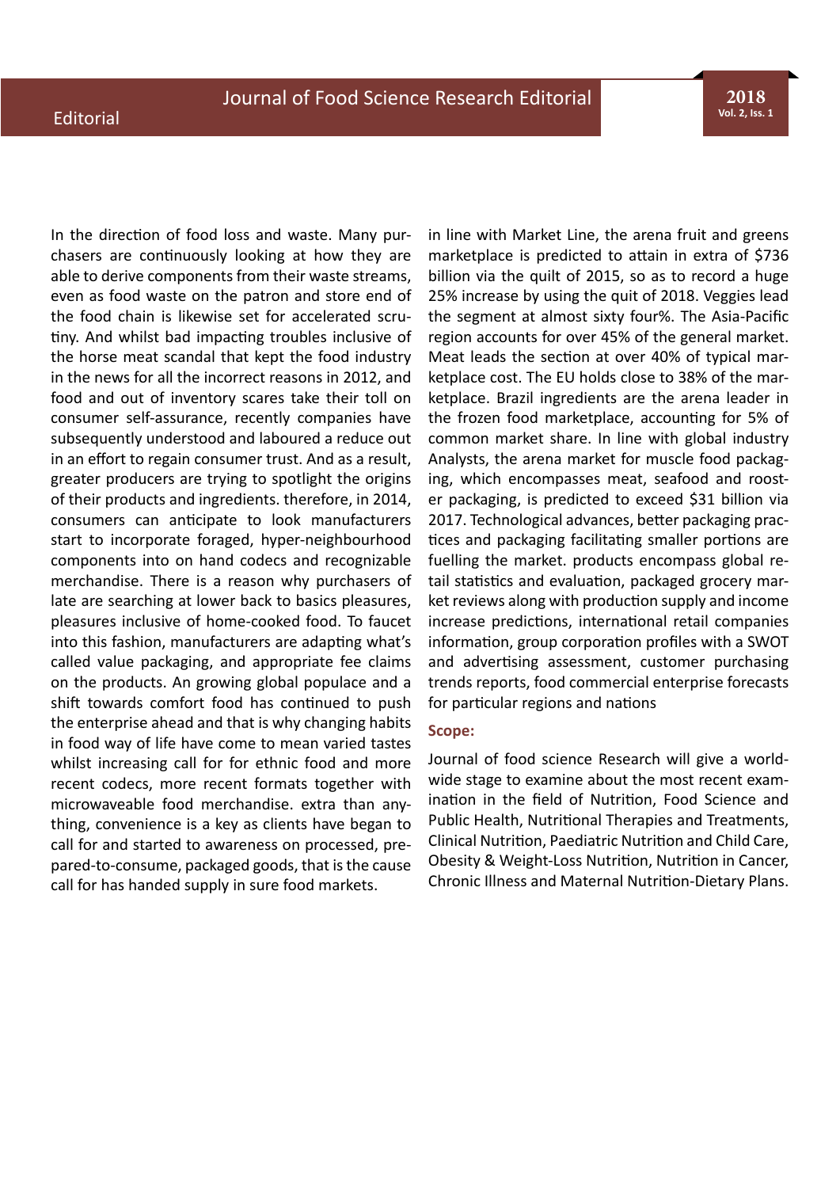In the direction of food loss and waste. Many purchasers are continuously looking at how they are able to derive components from their waste streams, even as food waste on the patron and store end of the food chain is likewise set for accelerated scrutiny. And whilst bad impacting troubles inclusive of the horse meat scandal that kept the food industry in the news for all the incorrect reasons in 2012, and food and out of inventory scares take their toll on consumer self-assurance, recently companies have subsequently understood and laboured a reduce out in an effort to regain consumer trust. And as a result, greater producers are trying to spotlight the origins of their products and ingredients. therefore, in 2014, consumers can anticipate to look manufacturers start to incorporate foraged, hyper-neighbourhood components into on hand codecs and recognizable merchandise. There is a reason why purchasers of late are searching at lower back to basics pleasures, pleasures inclusive of home-cooked food. To faucet into this fashion, manufacturers are adapting what's called value packaging, and appropriate fee claims on the products. An growing global populace and a shift towards comfort food has continued to push the enterprise ahead and that is why changing habits in food way of life have come to mean varied tastes whilst increasing call for for ethnic food and more recent codecs, more recent formats together with microwaveable food merchandise. extra than anything, convenience is a key as clients have began to call for and started to awareness on processed, prepared-to-consume, packaged goods, that is the cause call for has handed supply in sure food markets.

in line with Market Line, the arena fruit and greens marketplace is predicted to attain in extra of $736 billion via the quilt of 2015, so as to record a huge 25% increase by using the quit of 2018. Veggies lead the segment at almost sixty four%. The Asia-Pacific region accounts for over 45% of the general market. Meat leads the section at over 40% of typical marketplace cost. The EU holds close to 38% of the marketplace. Brazil ingredients are the arena leader in the frozen food marketplace, accounting for 5% of common market share. In line with global industry Analysts, the arena market for muscle food packaging, which encompasses meat, seafood and rooster packaging, is predicted to exceed $31 billion via 2017. Technological advances, better packaging practices and packaging facilitating smaller portions are fuelling the market. products encompass global retail statistics and evaluation, packaged grocery market reviews along with production supply and income increase predictions, international retail companies information, group corporation profiles with a SWOT and advertising assessment, customer purchasing trends reports, food commercial enterprise forecasts for particular regions and nations

## Scope:

Journal of food science Research will give a worldwide stage to examine about the most recent examination in the field of Nutrition, Food Science and Public Health, Nutritional Therapies and Treatments, Clinical Nutrition, Paediatric Nutrition and Child Care, Obesity & Weight-Loss Nutrition, Nutrition in Cancer, Chronic Illness and Maternal Nutrition-Dietary Plans.